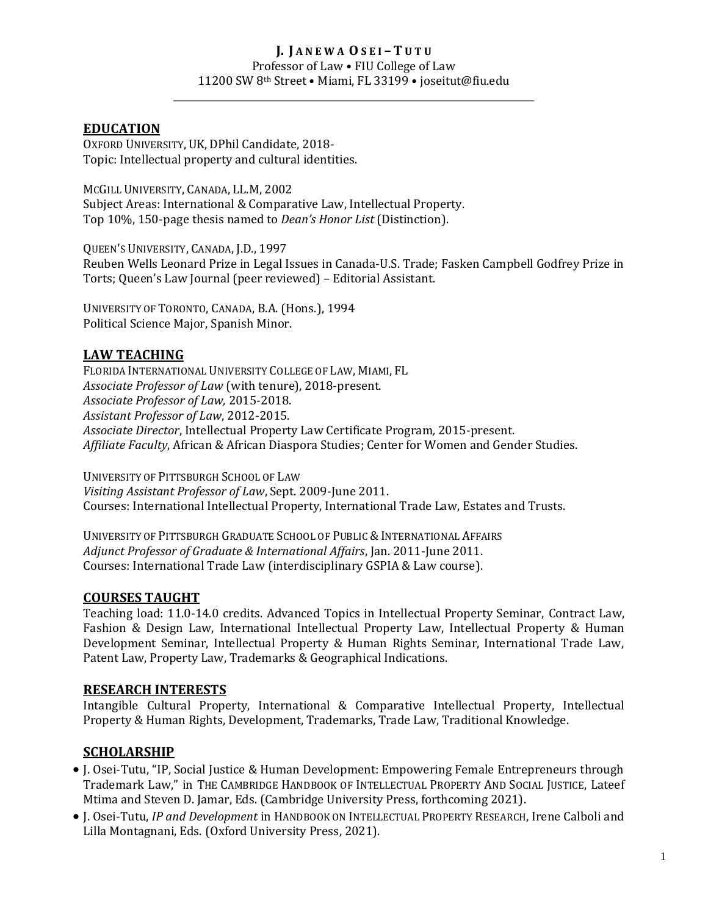# J. Janewa Osei–Tutu

Professor of Law • FIU College of Law
11200 SW 8th Street • Miami, FL 33199 • joseitut@fiu.edu

---

## EDUCATION

OXFORD UNIVERSITY, UK, DPhil Candidate, 2018-
Topic: Intellectual property and cultural identities.

MCGILL UNIVERSITY, CANADA, LL.M, 2002
Subject Areas: International & Comparative Law, Intellectual Property.
Top 10%, 150-page thesis named to *Dean's Honor List* (Distinction).

QUEEN'S UNIVERSITY, CANADA, J.D., 1997
Reuben Wells Leonard Prize in Legal Issues in Canada-U.S. Trade; Fasken Campbell Godfrey Prize in Torts; Queen's Law Journal (peer reviewed) – Editorial Assistant.

UNIVERSITY OF TORONTO, CANADA, B.A. (Hons.), 1994
Political Science Major, Spanish Minor.

## LAW TEACHING

FLORIDA INTERNATIONAL UNIVERSITY COLLEGE OF LAW, MIAMI, FL
*Associate Professor of Law* (with tenure), 2018-present.
*Associate Professor of Law,* 2015-2018.
*Assistant Professor of Law*, 2012-2015.
*Associate Director*, Intellectual Property Law Certificate Program*,* 2015-present.
*Affiliate Faculty*, African & African Diaspora Studies; Center for Women and Gender Studies.

UNIVERSITY OF PITTSBURGH SCHOOL OF LAW
*Visiting Assistant Professor of Law*, Sept. 2009-June 2011.
Courses: International Intellectual Property, International Trade Law, Estates and Trusts.

UNIVERSITY OF PITTSBURGH GRADUATE SCHOOL OF PUBLIC & INTERNATIONAL AFFAIRS
*Adjunct Professor of Graduate & International Affairs*, Jan. 2011-June 2011.
Courses: International Trade Law (interdisciplinary GSPIA & Law course).

## COURSES TAUGHT

Teaching load: 11.0-14.0 credits. Advanced Topics in Intellectual Property Seminar, Contract Law, Fashion & Design Law, International Intellectual Property Law, Intellectual Property & Human Development Seminar, Intellectual Property & Human Rights Seminar, International Trade Law, Patent Law, Property Law, Trademarks & Geographical Indications.

## RESEARCH INTERESTS

Intangible Cultural Property, International & Comparative Intellectual Property, Intellectual Property & Human Rights, Development, Trademarks, Trade Law, Traditional Knowledge.

## SCHOLARSHIP

- J. Osei-Tutu, "IP, Social Justice & Human Development: Empowering Female Entrepreneurs through Trademark Law," in THE CAMBRIDGE HANDBOOK OF INTELLECTUAL PROPERTY AND SOCIAL JUSTICE, Lateef Mtima and Steven D. Jamar, Eds. (Cambridge University Press, forthcoming 2021).
- J. Osei-Tutu, *IP and Development* in HANDBOOK ON INTELLECTUAL PROPERTY RESEARCH, Irene Calboli and Lilla Montagnani, Eds. (Oxford University Press, 2021).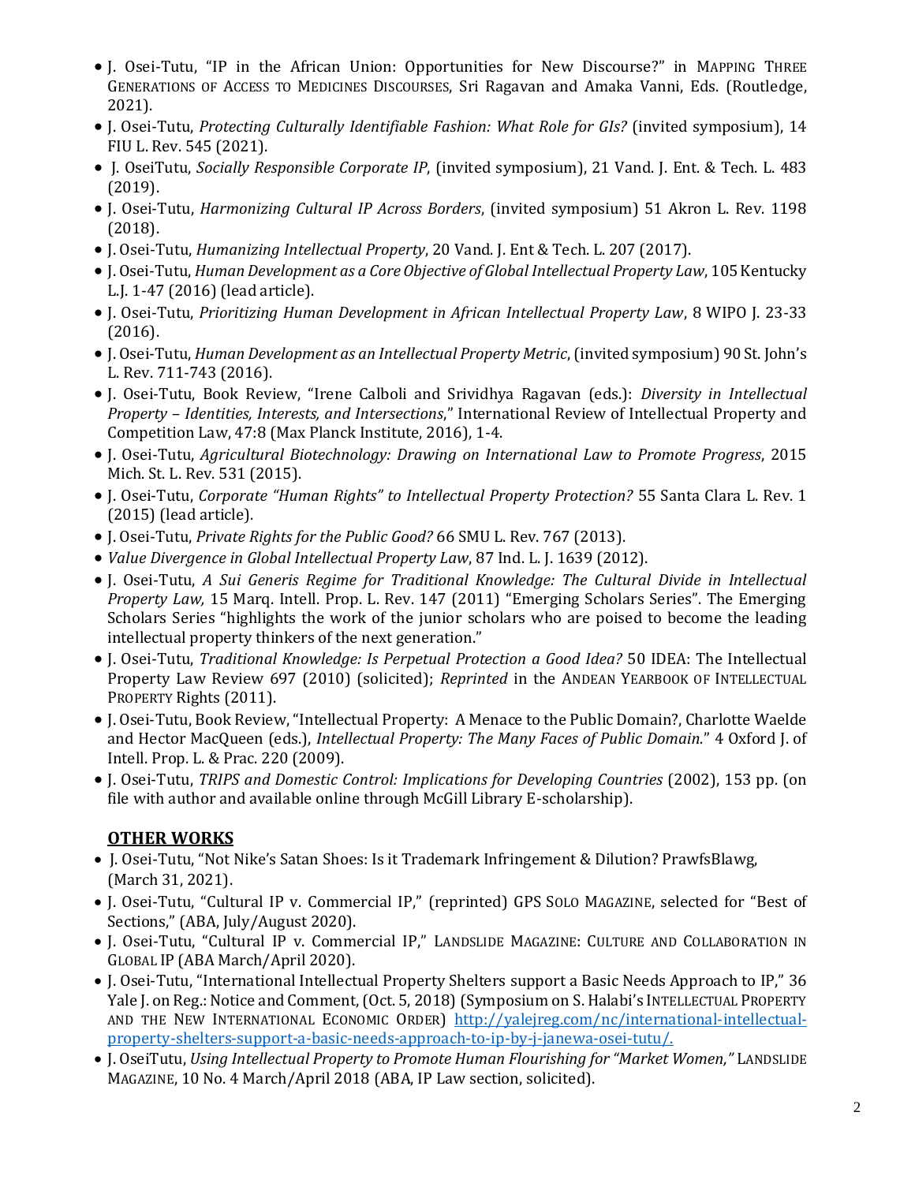- J. Osei-Tutu, "IP in the African Union: Opportunities for New Discourse?" in MAPPING THREE GENERATIONS OF ACCESS TO MEDICINES DISCOURSES, Sri Ragavan and Amaka Vanni, Eds. (Routledge, 2021).
- J. Osei-Tutu, *Protecting Culturally Identifiable Fashion: What Role for GIs?* (invited symposium), 14 FIU L. Rev. 545 (2021).
- J. OseiTutu, *Socially Responsible Corporate IP*, (invited symposium), 21 Vand. J. Ent. & Tech. L. 483 (2019).
- J. Osei-Tutu, *Harmonizing Cultural IP Across Borders*, (invited symposium) 51 Akron L. Rev. 1198 (2018).
- J. Osei-Tutu, *Humanizing Intellectual Property*, 20 Vand. J. Ent & Tech. L. 207 (2017).
- J. Osei-Tutu, *Human Development as a Core Objective of Global Intellectual Property Law*, 105 Kentucky L.J. 1-47 (2016) (lead article).
- J. Osei-Tutu, *Prioritizing Human Development in African Intellectual Property Law*, 8 WIPO J. 23-33 (2016).
- J. Osei-Tutu, *Human Development as an Intellectual Property Metric*, (invited symposium) 90 St. John's L. Rev. 711-743 (2016).
- J. Osei-Tutu, Book Review, "Irene Calboli and Srividhya Ragavan (eds.): *Diversity in Intellectual Property – Identities, Interests, and Intersections*," International Review of Intellectual Property and Competition Law, 47:8 (Max Planck Institute, 2016), 1-4.
- J. Osei-Tutu, *Agricultural Biotechnology: Drawing on International Law to Promote Progress*, 2015 Mich. St. L. Rev. 531 (2015).
- J. Osei-Tutu, *Corporate "Human Rights" to Intellectual Property Protection?* 55 Santa Clara L. Rev. 1 (2015) (lead article).
- J. Osei-Tutu, *Private Rights for the Public Good?* 66 SMU L. Rev. 767 (2013).
- *Value Divergence in Global Intellectual Property Law*, 87 Ind. L. J. 1639 (2012).
- J. Osei-Tutu, *A Sui Generis Regime for Traditional Knowledge: The Cultural Divide in Intellectual Property Law,* 15 Marq. Intell. Prop. L. Rev. 147 (2011) "Emerging Scholars Series". The Emerging Scholars Series "highlights the work of the junior scholars who are poised to become the leading intellectual property thinkers of the next generation."
- J. Osei-Tutu, *Traditional Knowledge: Is Perpetual Protection a Good Idea?* 50 IDEA: The Intellectual Property Law Review 697 (2010) (solicited); *Reprinted* in the ANDEAN YEARBOOK OF INTELLECTUAL PROPERTY Rights (2011).
- J. Osei-Tutu, Book Review, "Intellectual Property: A Menace to the Public Domain?, Charlotte Waelde and Hector MacQueen (eds.), *Intellectual Property: The Many Faces of Public Domain.*" 4 Oxford J. of Intell. Prop. L. & Prac. 220 (2009).
- J. Osei-Tutu, *TRIPS and Domestic Control: Implications for Developing Countries* (2002), 153 pp. (on file with author and available online through McGill Library E-scholarship).

## OTHER WORKS

- J. Osei-Tutu, "Not Nike's Satan Shoes: Is it Trademark Infringement & Dilution? PrawfsBlawg, (March 31, 2021).
- J. Osei-Tutu, "Cultural IP v. Commercial IP," (reprinted) GPS SOLO MAGAZINE, selected for "Best of Sections," (ABA, July/August 2020).
- J. Osei-Tutu, "Cultural IP v. Commercial IP," LANDSLIDE MAGAZINE: CULTURE AND COLLABORATION IN GLOBAL IP (ABA March/April 2020).
- J. Osei-Tutu, "International Intellectual Property Shelters support a Basic Needs Approach to IP," 36 Yale J. on Reg.: Notice and Comment, (Oct. 5, 2018) (Symposium on S. Halabi's INTELLECTUAL PROPERTY AND THE NEW INTERNATIONAL ECONOMIC ORDER) [http://yalejreg.com/nc/international-intellectual-property-shelters-support-a-basic-needs-approach-to-ip-by-j-janewa-osei-tutu/.](http://yalejreg.com/nc/international-intellectual-property-shelters-support-a-basic-needs-approach-to-ip-by-j-janewa-osei-tutu/)
- J. OseiTutu, *Using Intellectual Property to Promote Human Flourishing for "Market Women,"* LANDSLIDE MAGAZINE, 10 No. 4 March/April 2018 (ABA, IP Law section, solicited).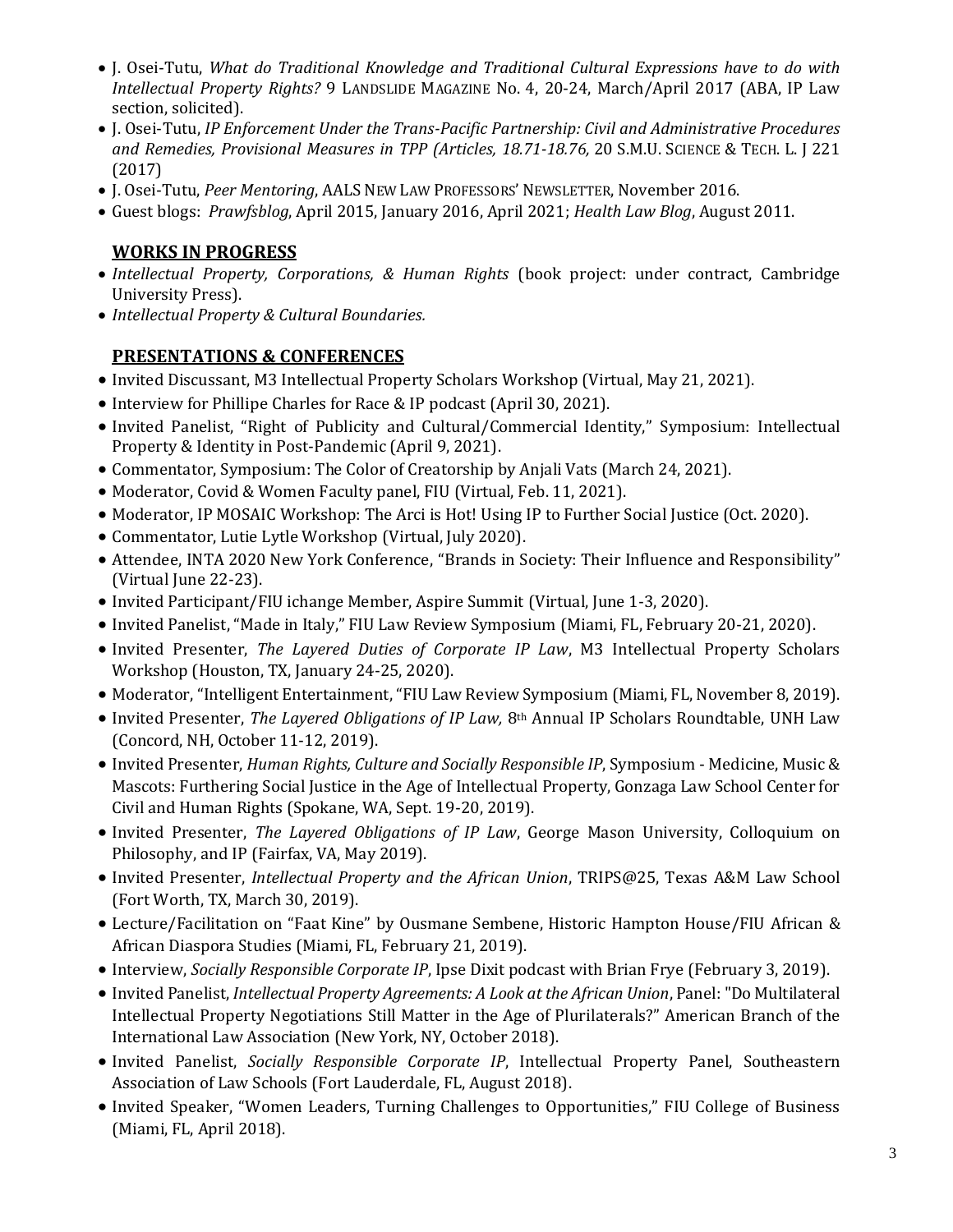- J. Osei-Tutu, *What do Traditional Knowledge and Traditional Cultural Expressions have to do with Intellectual Property Rights?* 9 LANDSLIDE MAGAZINE No. 4, 20-24, March/April 2017 (ABA, IP Law section, solicited).
- J. Osei-Tutu, *IP Enforcement Under the Trans-Pacific Partnership: Civil and Administrative Procedures and Remedies, Provisional Measures in TPP (Articles, 18.71-18.76,* 20 S.M.U. SCIENCE & TECH. L. J 221 (2017)
- J. Osei-Tutu, *Peer Mentoring*, AALS NEW LAW PROFESSORS' NEWSLETTER, November 2016.
- Guest blogs: *Prawfsblog*, April 2015, January 2016, April 2021; *Health Law Blog*, August 2011.

## WORKS IN PROGRESS

- *Intellectual Property, Corporations, & Human Rights* (book project: under contract, Cambridge University Press).
- *Intellectual Property & Cultural Boundaries.*

## PRESENTATIONS & CONFERENCES

- Invited Discussant, M3 Intellectual Property Scholars Workshop (Virtual, May 21, 2021).
- Interview for Phillipe Charles for Race & IP podcast (April 30, 2021).
- Invited Panelist, "Right of Publicity and Cultural/Commercial Identity," Symposium: Intellectual Property & Identity in Post-Pandemic (April 9, 2021).
- Commentator, Symposium: The Color of Creatorship by Anjali Vats (March 24, 2021).
- Moderator, Covid & Women Faculty panel, FIU (Virtual, Feb. 11, 2021).
- Moderator, IP MOSAIC Workshop: The Arci is Hot! Using IP to Further Social Justice (Oct. 2020).
- Commentator, Lutie Lytle Workshop (Virtual, July 2020).
- Attendee, INTA 2020 New York Conference, "Brands in Society: Their Influence and Responsibility" (Virtual June 22-23).
- Invited Participant/FIU ichange Member, Aspire Summit (Virtual, June 1-3, 2020).
- Invited Panelist, "Made in Italy," FIU Law Review Symposium (Miami, FL, February 20-21, 2020).
- Invited Presenter, *The Layered Duties of Corporate IP Law*, M3 Intellectual Property Scholars Workshop (Houston, TX, January 24-25, 2020).
- Moderator, "Intelligent Entertainment, "FIU Law Review Symposium (Miami, FL, November 8, 2019).
- Invited Presenter, *The Layered Obligations of IP Law,* 8th Annual IP Scholars Roundtable, UNH Law (Concord, NH, October 11-12, 2019).
- Invited Presenter, *Human Rights, Culture and Socially Responsible IP*, Symposium - Medicine, Music & Mascots: Furthering Social Justice in the Age of Intellectual Property, Gonzaga Law School Center for Civil and Human Rights (Spokane, WA, Sept. 19-20, 2019).
- Invited Presenter, *The Layered Obligations of IP Law*, George Mason University, Colloquium on Philosophy, and IP (Fairfax, VA, May 2019).
- Invited Presenter, *Intellectual Property and the African Union*, TRIPS@25, Texas A&M Law School (Fort Worth, TX, March 30, 2019).
- Lecture/Facilitation on "Faat Kine" by Ousmane Sembene, Historic Hampton House/FIU African & African Diaspora Studies (Miami, FL, February 21, 2019).
- Interview, *Socially Responsible Corporate IP*, Ipse Dixit podcast with Brian Frye (February 3, 2019).
- Invited Panelist, *Intellectual Property Agreements: A Look at the African Union*, Panel: "Do Multilateral Intellectual Property Negotiations Still Matter in the Age of Plurilaterals?" American Branch of the International Law Association (New York, NY, October 2018).
- Invited Panelist, *Socially Responsible Corporate IP*, Intellectual Property Panel, Southeastern Association of Law Schools (Fort Lauderdale, FL, August 2018).
- Invited Speaker, "Women Leaders, Turning Challenges to Opportunities," FIU College of Business (Miami, FL, April 2018).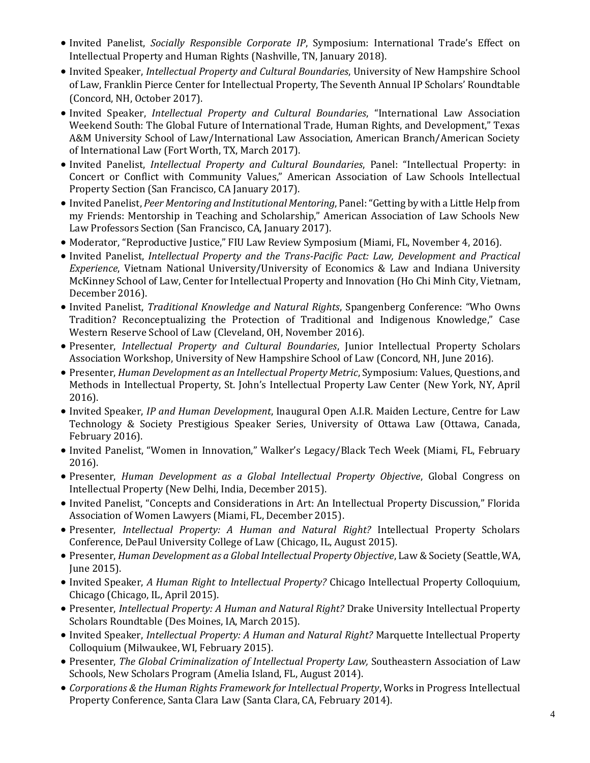- Invited Panelist, *Socially Responsible Corporate IP*, Symposium: International Trade's Effect on Intellectual Property and Human Rights (Nashville, TN, January 2018).
- Invited Speaker, *Intellectual Property and Cultural Boundaries*, University of New Hampshire School of Law, Franklin Pierce Center for Intellectual Property, The Seventh Annual IP Scholars' Roundtable (Concord, NH, October 2017).
- Invited Speaker, *Intellectual Property and Cultural Boundaries*, "International Law Association Weekend South: The Global Future of International Trade, Human Rights, and Development," Texas A&M University School of Law/International Law Association, American Branch/American Society of International Law (Fort Worth, TX, March 2017).
- Invited Panelist, *Intellectual Property and Cultural Boundaries*, Panel: "Intellectual Property: in Concert or Conflict with Community Values," American Association of Law Schools Intellectual Property Section (San Francisco, CA January 2017).
- Invited Panelist, *Peer Mentoring and Institutional Mentoring*, Panel: "Getting by with a Little Help from my Friends: Mentorship in Teaching and Scholarship," American Association of Law Schools New Law Professors Section (San Francisco, CA, January 2017).
- Moderator, "Reproductive Justice," FIU Law Review Symposium (Miami, FL, November 4, 2016).
- Invited Panelist, *Intellectual Property and the Trans-Pacific Pact: Law, Development and Practical Experience*, Vietnam National University/University of Economics & Law and Indiana University McKinney School of Law, Center for Intellectual Property and Innovation (Ho Chi Minh City, Vietnam, December 2016).
- Invited Panelist, *Traditional Knowledge and Natural Rights*, Spangenberg Conference: "Who Owns Tradition? Reconceptualizing the Protection of Traditional and Indigenous Knowledge," Case Western Reserve School of Law (Cleveland, OH, November 2016).
- Presenter, *Intellectual Property and Cultural Boundaries*, Junior Intellectual Property Scholars Association Workshop, University of New Hampshire School of Law (Concord, NH, June 2016).
- Presenter, *Human Development as an Intellectual Property Metric*, Symposium: Values, Questions, and Methods in Intellectual Property, St. John's Intellectual Property Law Center (New York, NY, April 2016).
- Invited Speaker, *IP and Human Development*, Inaugural Open A.I.R. Maiden Lecture, Centre for Law Technology & Society Prestigious Speaker Series, University of Ottawa Law (Ottawa, Canada, February 2016).
- Invited Panelist, "Women in Innovation," Walker's Legacy/Black Tech Week (Miami, FL, February 2016).
- Presenter, *Human Development as a Global Intellectual Property Objective*, Global Congress on Intellectual Property (New Delhi, India, December 2015).
- Invited Panelist, "Concepts and Considerations in Art: An Intellectual Property Discussion," Florida Association of Women Lawyers (Miami, FL, December 2015).
- Presenter, *Intellectual Property: A Human and Natural Right?* Intellectual Property Scholars Conference, DePaul University College of Law (Chicago, IL, August 2015).
- Presenter, *Human Development as a Global Intellectual Property Objective*, Law & Society (Seattle, WA, June 2015).
- Invited Speaker, *A Human Right to Intellectual Property?* Chicago Intellectual Property Colloquium, Chicago (Chicago, IL, April 2015).
- Presenter, *Intellectual Property: A Human and Natural Right?* Drake University Intellectual Property Scholars Roundtable (Des Moines, IA, March 2015).
- Invited Speaker, *Intellectual Property: A Human and Natural Right?* Marquette Intellectual Property Colloquium (Milwaukee, WI, February 2015).
- Presenter, *The Global Criminalization of Intellectual Property Law,* Southeastern Association of Law Schools, New Scholars Program (Amelia Island, FL, August 2014).
- *Corporations & the Human Rights Framework for Intellectual Property*, Works in Progress Intellectual Property Conference, Santa Clara Law (Santa Clara, CA, February 2014).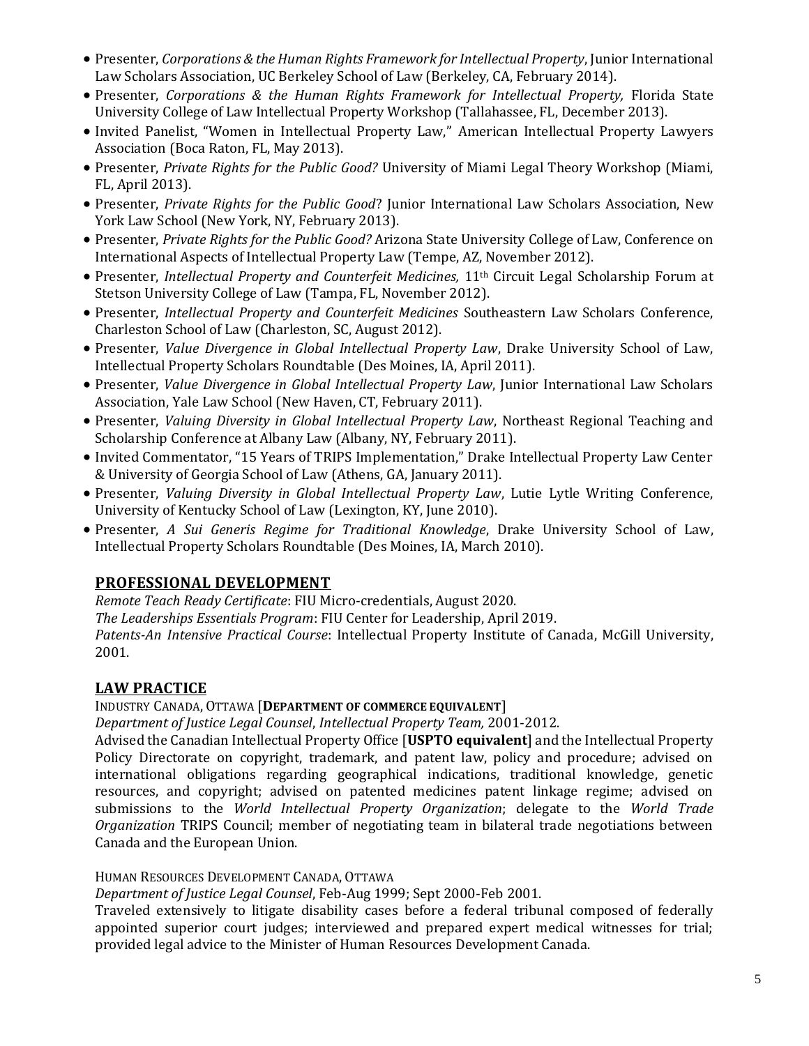- Presenter, *Corporations & the Human Rights Framework for Intellectual Property*, Junior International Law Scholars Association, UC Berkeley School of Law (Berkeley, CA, February 2014).
- Presenter, *Corporations & the Human Rights Framework for Intellectual Property,* Florida State University College of Law Intellectual Property Workshop (Tallahassee, FL, December 2013).
- Invited Panelist, "Women in Intellectual Property Law," American Intellectual Property Lawyers Association (Boca Raton, FL, May 2013).
- Presenter, *Private Rights for the Public Good?* University of Miami Legal Theory Workshop (Miami, FL, April 2013).
- Presenter, *Private Rights for the Public Good*? Junior International Law Scholars Association, New York Law School (New York, NY, February 2013).
- Presenter, *Private Rights for the Public Good?* Arizona State University College of Law, Conference on International Aspects of Intellectual Property Law (Tempe, AZ, November 2012).
- Presenter, *Intellectual Property and Counterfeit Medicines,* 11th Circuit Legal Scholarship Forum at Stetson University College of Law (Tampa, FL, November 2012).
- Presenter, *Intellectual Property and Counterfeit Medicines* Southeastern Law Scholars Conference, Charleston School of Law (Charleston, SC, August 2012).
- Presenter, *Value Divergence in Global Intellectual Property Law*, Drake University School of Law, Intellectual Property Scholars Roundtable (Des Moines, IA, April 2011).
- Presenter, *Value Divergence in Global Intellectual Property Law*, Junior International Law Scholars Association, Yale Law School (New Haven, CT, February 2011).
- Presenter, *Valuing Diversity in Global Intellectual Property Law*, Northeast Regional Teaching and Scholarship Conference at Albany Law (Albany, NY, February 2011).
- Invited Commentator, "15 Years of TRIPS Implementation," Drake Intellectual Property Law Center & University of Georgia School of Law (Athens, GA, January 2011).
- Presenter, *Valuing Diversity in Global Intellectual Property Law*, Lutie Lytle Writing Conference, University of Kentucky School of Law (Lexington, KY, June 2010).
- Presenter, *A Sui Generis Regime for Traditional Knowledge*, Drake University School of Law, Intellectual Property Scholars Roundtable (Des Moines, IA, March 2010).

## PROFESSIONAL DEVELOPMENT

*Remote Teach Ready Certificate*: FIU Micro-credentials, August 2020.
*The Leaderships Essentials Program*: FIU Center for Leadership, April 2019.
*Patents-An Intensive Practical Course*: Intellectual Property Institute of Canada, McGill University, 2001.

## LAW PRACTICE

INDUSTRY CANADA, OTTAWA [**DEPARTMENT OF COMMERCE EQUIVALENT**]
*Department of Justice Legal Counsel*, *Intellectual Property Team,* 2001-2012.
Advised the Canadian Intellectual Property Office [**USPTO equivalent**] and the Intellectual Property Policy Directorate on copyright, trademark, and patent law, policy and procedure; advised on international obligations regarding geographical indications, traditional knowledge, genetic resources, and copyright; advised on patented medicines patent linkage regime; advised on submissions to the *World Intellectual Property Organization*; delegate to the *World Trade Organization* TRIPS Council; member of negotiating team in bilateral trade negotiations between Canada and the European Union.

HUMAN RESOURCES DEVELOPMENT CANADA, OTTAWA
*Department of Justice Legal Counsel*, Feb-Aug 1999; Sept 2000-Feb 2001.
Traveled extensively to litigate disability cases before a federal tribunal composed of federally appointed superior court judges; interviewed and prepared expert medical witnesses for trial; provided legal advice to the Minister of Human Resources Development Canada.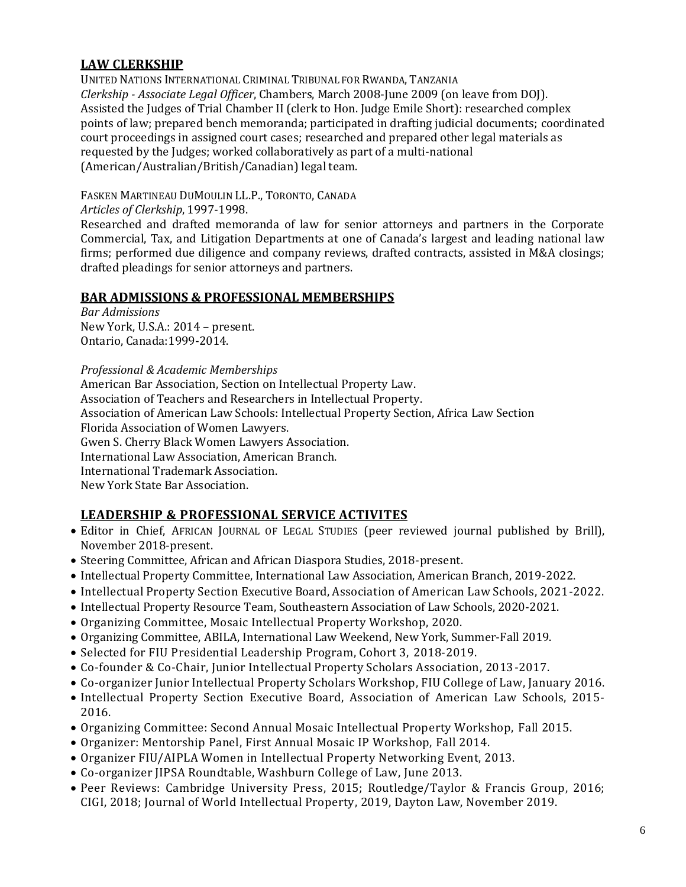## LAW CLERKSHIP

UNITED NATIONS INTERNATIONAL CRIMINAL TRIBUNAL FOR RWANDA, TANZANIA
*Clerkship - Associate Legal Officer*, Chambers, March 2008-June 2009 (on leave from DOJ).
Assisted the Judges of Trial Chamber II (clerk to Hon. Judge Emile Short): researched complex points of law; prepared bench memoranda; participated in drafting judicial documents; coordinated court proceedings in assigned court cases; researched and prepared other legal materials as requested by the Judges; worked collaboratively as part of a multi-national (American/Australian/British/Canadian) legal team.

FASKEN MARTINEAU DUMOULIN LL.P., TORONTO, CANADA
*Articles of Clerkship*, 1997-1998.
Researched and drafted memoranda of law for senior attorneys and partners in the Corporate Commercial, Tax, and Litigation Departments at one of Canada's largest and leading national law firms; performed due diligence and company reviews, drafted contracts, assisted in M&A closings; drafted pleadings for senior attorneys and partners.

## BAR ADMISSIONS & PROFESSIONAL MEMBERSHIPS

*Bar Admissions*
New York, U.S.A.: 2014 – present.
Ontario, Canada:1999-2014.

*Professional & Academic Memberships*
American Bar Association, Section on Intellectual Property Law.
Association of Teachers and Researchers in Intellectual Property.
Association of American Law Schools: Intellectual Property Section, Africa Law Section
Florida Association of Women Lawyers.
Gwen S. Cherry Black Women Lawyers Association.
International Law Association, American Branch.
International Trademark Association.
New York State Bar Association.

## LEADERSHIP & PROFESSIONAL SERVICE ACTIVITES

- Editor in Chief, AFRICAN JOURNAL OF LEGAL STUDIES (peer reviewed journal published by Brill), November 2018-present.
- Steering Committee, African and African Diaspora Studies, 2018-present.
- Intellectual Property Committee, International Law Association, American Branch, 2019-2022.
- Intellectual Property Section Executive Board, Association of American Law Schools, 2021-2022.
- Intellectual Property Resource Team, Southeastern Association of Law Schools, 2020-2021.
- Organizing Committee, Mosaic Intellectual Property Workshop, 2020.
- Organizing Committee, ABILA, International Law Weekend, New York, Summer-Fall 2019.
- Selected for FIU Presidential Leadership Program, Cohort 3, 2018-2019.
- Co-founder & Co-Chair, Junior Intellectual Property Scholars Association, 2013-2017.
- Co-organizer Junior Intellectual Property Scholars Workshop, FIU College of Law, January 2016.
- Intellectual Property Section Executive Board, Association of American Law Schools, 2015-2016.
- Organizing Committee: Second Annual Mosaic Intellectual Property Workshop, Fall 2015.
- Organizer: Mentorship Panel, First Annual Mosaic IP Workshop, Fall 2014.
- Organizer FIU/AIPLA Women in Intellectual Property Networking Event, 2013.
- Co-organizer JIPSA Roundtable, Washburn College of Law, June 2013.
- Peer Reviews: Cambridge University Press, 2015; Routledge/Taylor & Francis Group, 2016; CIGI, 2018; Journal of World Intellectual Property, 2019, Dayton Law, November 2019.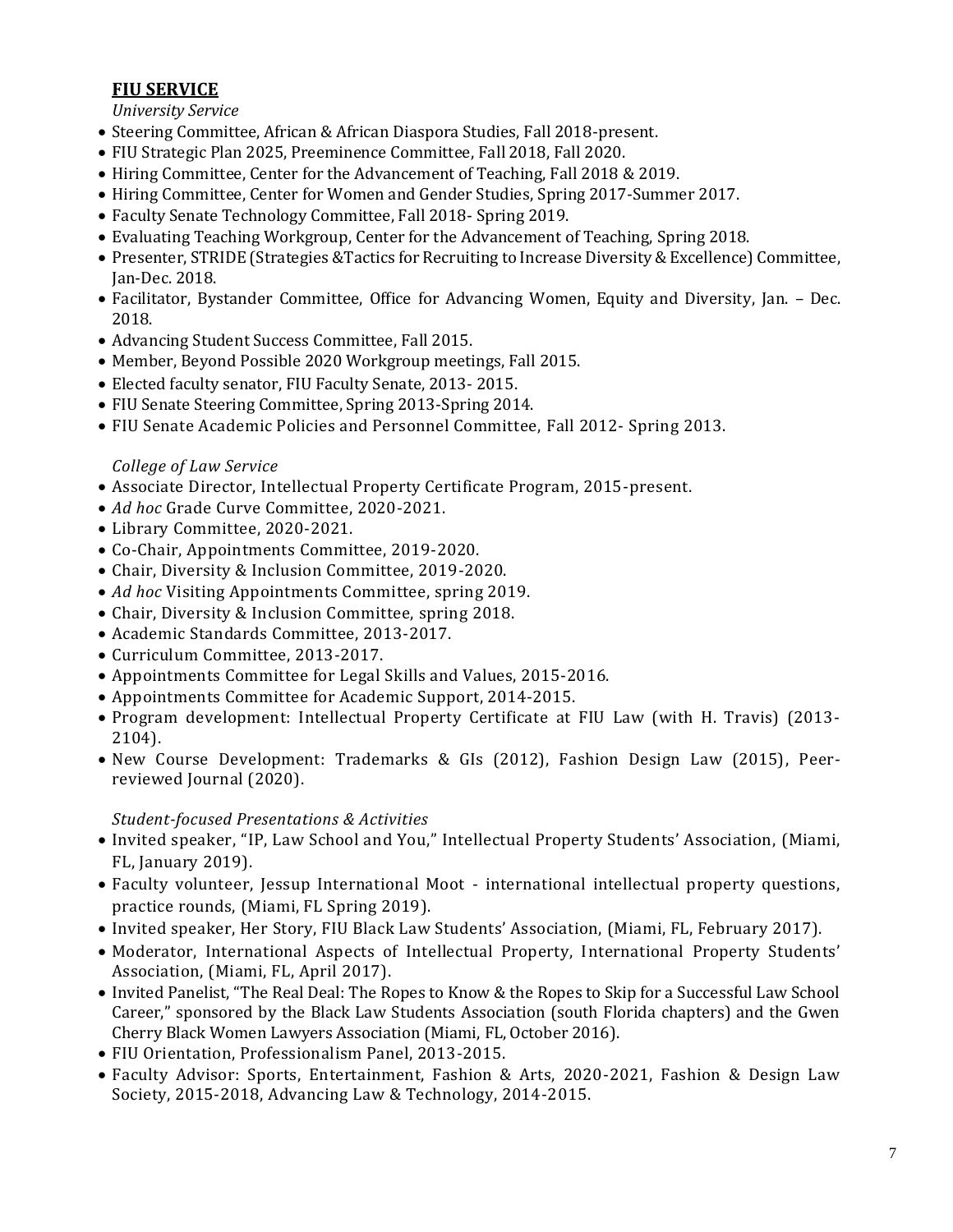## FIU SERVICE

*University Service*

- Steering Committee, African & African Diaspora Studies, Fall 2018-present.
- FIU Strategic Plan 2025, Preeminence Committee, Fall 2018, Fall 2020.
- Hiring Committee, Center for the Advancement of Teaching, Fall 2018 & 2019.
- Hiring Committee, Center for Women and Gender Studies, Spring 2017-Summer 2017.
- Faculty Senate Technology Committee, Fall 2018- Spring 2019.
- Evaluating Teaching Workgroup, Center for the Advancement of Teaching, Spring 2018.
- Presenter, STRIDE (Strategies &Tactics for Recruiting to Increase Diversity & Excellence) Committee, Jan-Dec. 2018.
- Facilitator, Bystander Committee, Office for Advancing Women, Equity and Diversity, Jan. – Dec. 2018.
- Advancing Student Success Committee, Fall 2015.
- Member, Beyond Possible 2020 Workgroup meetings, Fall 2015.
- Elected faculty senator, FIU Faculty Senate, 2013- 2015.
- FIU Senate Steering Committee, Spring 2013-Spring 2014.
- FIU Senate Academic Policies and Personnel Committee, Fall 2012- Spring 2013.

*College of Law Service*

- Associate Director, Intellectual Property Certificate Program, 2015-present.
- *Ad hoc* Grade Curve Committee, 2020-2021.
- Library Committee, 2020-2021.
- Co-Chair, Appointments Committee, 2019-2020.
- Chair, Diversity & Inclusion Committee, 2019-2020.
- *Ad hoc* Visiting Appointments Committee, spring 2019.
- Chair, Diversity & Inclusion Committee, spring 2018.
- Academic Standards Committee, 2013-2017.
- Curriculum Committee, 2013-2017.
- Appointments Committee for Legal Skills and Values, 2015-2016.
- Appointments Committee for Academic Support, 2014-2015.
- Program development: Intellectual Property Certificate at FIU Law (with H. Travis) (2013-2104).
- New Course Development: Trademarks & GIs (2012), Fashion Design Law (2015), Peer-reviewed Journal (2020).

*Student-focused Presentations & Activities*

- Invited speaker, "IP, Law School and You," Intellectual Property Students' Association, (Miami, FL, January 2019).
- Faculty volunteer, Jessup International Moot - international intellectual property questions, practice rounds, (Miami, FL Spring 2019).
- Invited speaker, Her Story, FIU Black Law Students' Association, (Miami, FL, February 2017).
- Moderator, International Aspects of Intellectual Property, International Property Students' Association, (Miami, FL, April 2017).
- Invited Panelist, "The Real Deal: The Ropes to Know & the Ropes to Skip for a Successful Law School Career," sponsored by the Black Law Students Association (south Florida chapters) and the Gwen Cherry Black Women Lawyers Association (Miami, FL, October 2016).
- FIU Orientation, Professionalism Panel, 2013-2015.
- Faculty Advisor: Sports, Entertainment, Fashion & Arts, 2020-2021, Fashion & Design Law Society, 2015-2018, Advancing Law & Technology, 2014-2015.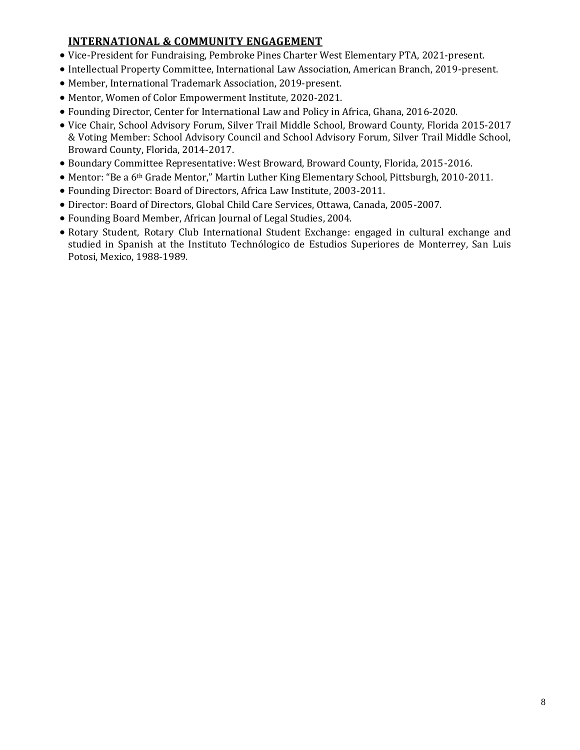## INTERNATIONAL & COMMUNITY ENGAGEMENT

- Vice-President for Fundraising, Pembroke Pines Charter West Elementary PTA, 2021-present.
- Intellectual Property Committee, International Law Association, American Branch, 2019-present.
- Member, International Trademark Association, 2019-present.
- Mentor, Women of Color Empowerment Institute, 2020-2021.
- Founding Director, Center for International Law and Policy in Africa, Ghana, 2016-2020.
- Vice Chair, School Advisory Forum, Silver Trail Middle School, Broward County, Florida 2015-2017 & Voting Member: School Advisory Council and School Advisory Forum, Silver Trail Middle School, Broward County, Florida, 2014-2017.
- Boundary Committee Representative: West Broward, Broward County, Florida, 2015-2016.
- Mentor: "Be a 6th Grade Mentor," Martin Luther King Elementary School, Pittsburgh, 2010-2011.
- Founding Director: Board of Directors, Africa Law Institute, 2003-2011.
- Director: Board of Directors, Global Child Care Services, Ottawa, Canada, 2005-2007.
- Founding Board Member, African Journal of Legal Studies, 2004.
- Rotary Student, Rotary Club International Student Exchange: engaged in cultural exchange and studied in Spanish at the Instituto Technólogico de Estudios Superiores de Monterrey, San Luis Potosi, Mexico, 1988-1989.